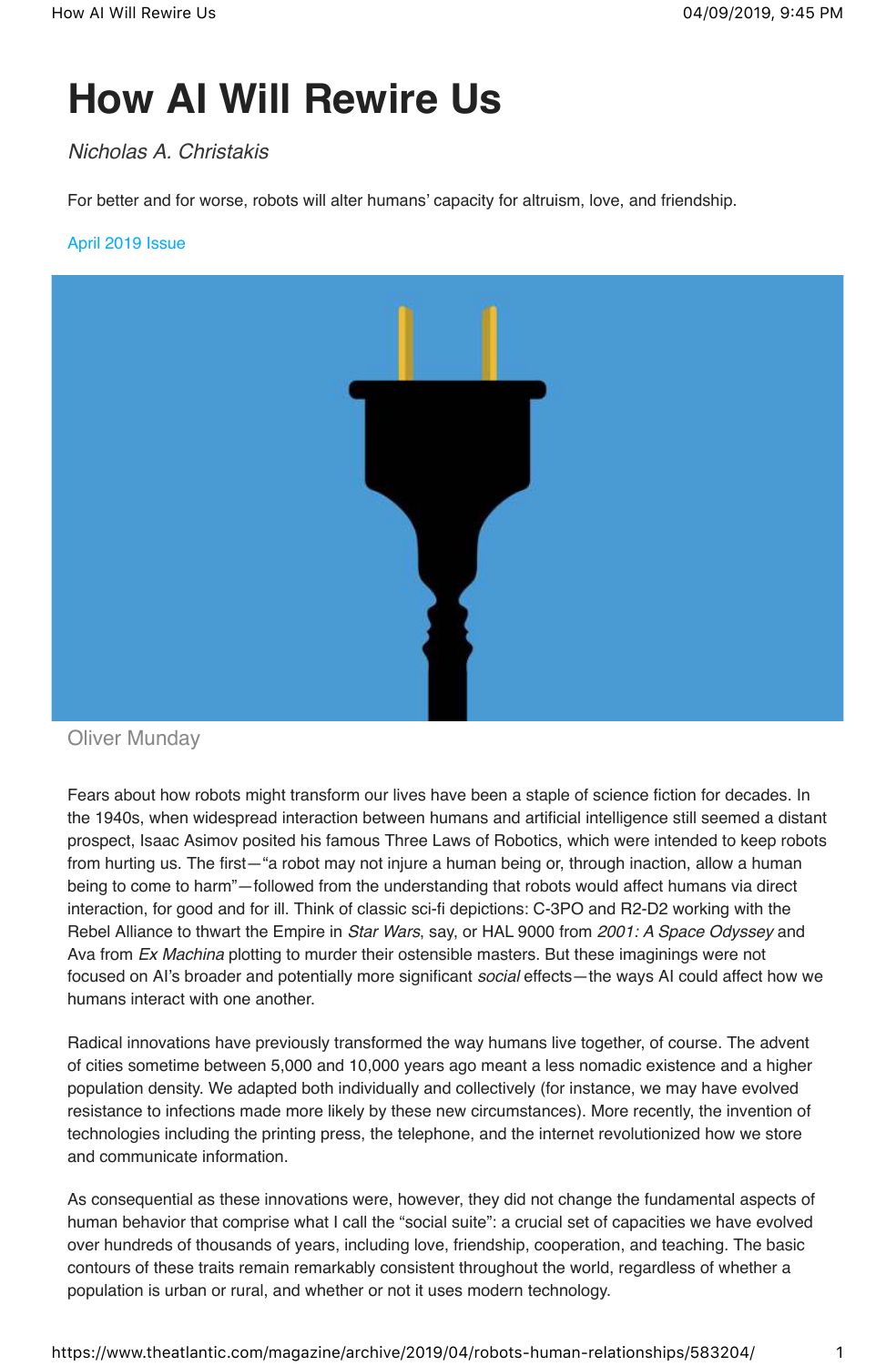# How AI Will Rewire Us

*Nicholas A. Christakis*

For better and for worse, robots will alter humans' capacity for altruism, love, and friendship.

April 2019 Issue

Oliver Munday

Fears about how robots might transform our lives have been a staple of science fiction for decades. In the 1940s, when widespread interaction between humans and artificial intelligence still seemed a distant prospect, Isaac Asimov posited his famous Three Laws of Robotics, which were intended to keep robots from hurting us. The first—"a robot may not injure a human being or, through inaction, allow a human being to come to harm"—followed from the understanding that robots would affect humans via direct interaction, for good and for ill. Think of classic sci-fi depictions: C-3PO and R2-D2 working with the Rebel Alliance to thwart the Empire in *Star Wars*, say, or HAL 9000 from *2001: A Space Odyssey* and Ava from *Ex Machina* plotting to murder their ostensible masters. But these imaginings were not focused on AI's broader and potentially more significant *social* effects—the ways AI could affect how we humans interact with one another.

Radical innovations have previously transformed the way humans live together, of course. The advent of cities sometime between 5,000 and 10,000 years ago meant a less nomadic existence and a higher population density. We adapted both individually and collectively (for instance, we may have evolved resistance to infections made more likely by these new circumstances). More recently, the invention of technologies including the printing press, the telephone, and the internet revolutionized how we store and communicate information.

As consequential as these innovations were, however, they did not change the fundamental aspects of human behavior that comprise what I call the "social suite": a crucial set of capacities we have evolved over hundreds of thousands of years, including love, friendship, cooperation, and teaching. The basic contours of these traits remain remarkably consistent throughout the world, regardless of whether a population is urban or rural, and whether or not it uses modern technology.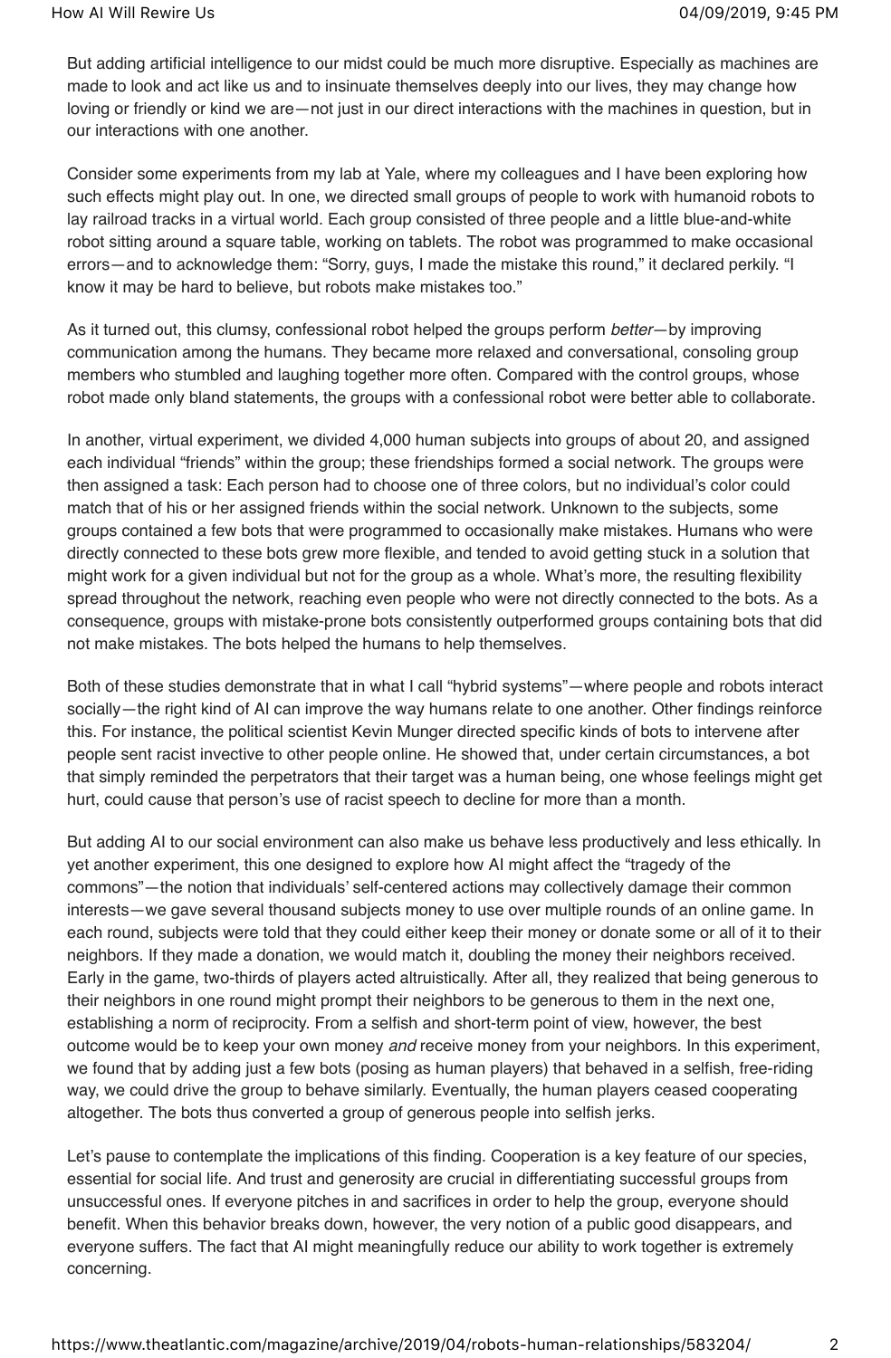But adding artificial intelligence to our midst could be much more disruptive. Especially as machines are made to look and act like us and to insinuate themselves deeply into our lives, they may change how loving or friendly or kind we are—not just in our direct interactions with the machines in question, but in our interactions with one another.

Consider some experiments from my lab at Yale, where my colleagues and I have been exploring how such effects might play out. In one, we directed small groups of people to work with humanoid robots to lay railroad tracks in a virtual world. Each group consisted of three people and a little blue-and-white robot sitting around a square table, working on tablets. The robot was programmed to make occasional errors—and to acknowledge them: "Sorry, guys, I made the mistake this round," it declared perkily. "I know it may be hard to believe, but robots make mistakes too."

As it turned out, this clumsy, confessional robot helped the groups perform *better*—by improving communication among the humans. They became more relaxed and conversational, consoling group members who stumbled and laughing together more often. Compared with the control groups, whose robot made only bland statements, the groups with a confessional robot were better able to collaborate.

In another, virtual experiment, we divided 4,000 human subjects into groups of about 20, and assigned each individual "friends" within the group; these friendships formed a social network. The groups were then assigned a task: Each person had to choose one of three colors, but no individual's color could match that of his or her assigned friends within the social network. Unknown to the subjects, some groups contained a few bots that were programmed to occasionally make mistakes. Humans who were directly connected to these bots grew more flexible, and tended to avoid getting stuck in a solution that might work for a given individual but not for the group as a whole. What's more, the resulting flexibility spread throughout the network, reaching even people who were not directly connected to the bots. As a consequence, groups with mistake-prone bots consistently outperformed groups containing bots that did not make mistakes. The bots helped the humans to help themselves.

Both of these studies demonstrate that in what I call "hybrid systems"—where people and robots interact socially—the right kind of AI can improve the way humans relate to one another. Other findings reinforce this. For instance, the political scientist Kevin Munger directed specific kinds of bots to intervene after people sent racist invective to other people online. He showed that, under certain circumstances, a bot that simply reminded the perpetrators that their target was a human being, one whose feelings might get hurt, could cause that person's use of racist speech to decline for more than a month.

But adding AI to our social environment can also make us behave less productively and less ethically. In yet another experiment, this one designed to explore how AI might affect the "tragedy of the commons"—the notion that individuals' self-centered actions may collectively damage their common interests—we gave several thousand subjects money to use over multiple rounds of an online game. In each round, subjects were told that they could either keep their money or donate some or all of it to their neighbors. If they made a donation, we would match it, doubling the money their neighbors received. Early in the game, two-thirds of players acted altruistically. After all, they realized that being generous to their neighbors in one round might prompt their neighbors to be generous to them in the next one, establishing a norm of reciprocity. From a selfish and short-term point of view, however, the best outcome would be to keep your own money *and* receive money from your neighbors. In this experiment, we found that by adding just a few bots (posing as human players) that behaved in a selfish, free-riding way, we could drive the group to behave similarly. Eventually, the human players ceased cooperating altogether. The bots thus converted a group of generous people into selfish jerks.

Let's pause to contemplate the implications of this finding. Cooperation is a key feature of our species, essential for social life. And trust and generosity are crucial in differentiating successful groups from unsuccessful ones. If everyone pitches in and sacrifices in order to help the group, everyone should benefit. When this behavior breaks down, however, the very notion of a public good disappears, and everyone suffers. The fact that AI might meaningfully reduce our ability to work together is extremely concerning.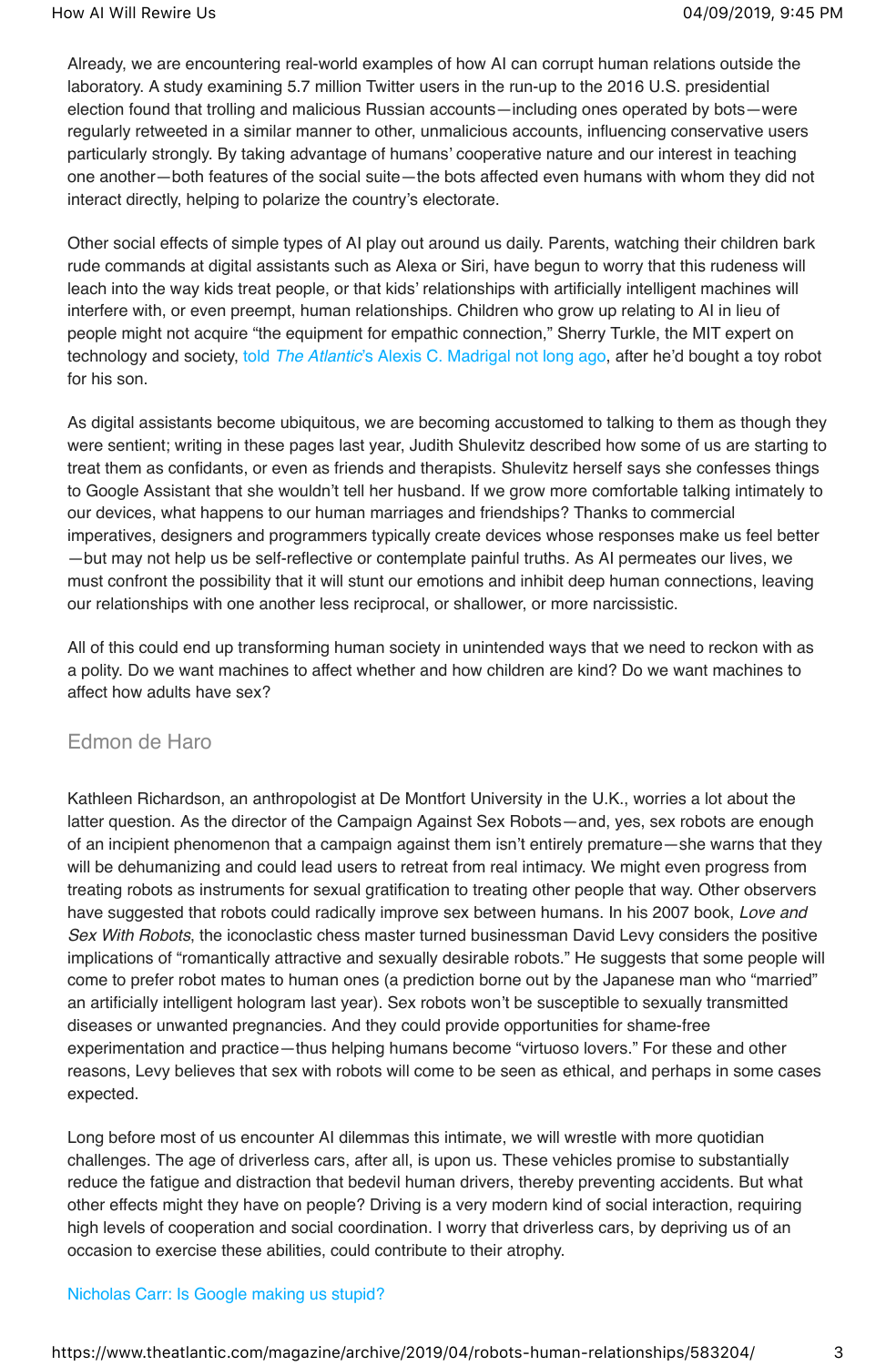Already, we are encountering real-world examples of how AI can corrupt human relations outside the laboratory. A study examining 5.7 million Twitter users in the run-up to the 2016 U.S. presidential election found that trolling and malicious Russian accounts—including ones operated by bots—were regularly retweeted in a similar manner to other, unmalicious accounts, influencing conservative users particularly strongly. By taking advantage of humans' cooperative nature and our interest in teaching one another—both features of the social suite—the bots affected even humans with whom they did not interact directly, helping to polarize the country's electorate.

Other social effects of simple types of AI play out around us daily. Parents, watching their children bark rude commands at digital assistants such as Alexa or Siri, have begun to worry that this rudeness will leach into the way kids treat people, or that kids' relationships with artificially intelligent machines will interfere with, or even preempt, human relationships. Children who grow up relating to AI in lieu of people might not acquire "the equipment for empathic connection," Sherry Turkle, the MIT expert on technology and society, told *The Atlantic*'s Alexis C. Madrigal not long ago, after he'd bought a toy robot for his son.

As digital assistants become ubiquitous, we are becoming accustomed to talking to them as though they were sentient; writing in these pages last year, Judith Shulevitz described how some of us are starting to treat them as confidants, or even as friends and therapists. Shulevitz herself says she confesses things to Google Assistant that she wouldn't tell her husband. If we grow more comfortable talking intimately to our devices, what happens to our human marriages and friendships? Thanks to commercial imperatives, designers and programmers typically create devices whose responses make us feel better—but may not help us be self-reflective or contemplate painful truths. As AI permeates our lives, we must confront the possibility that it will stunt our emotions and inhibit deep human connections, leaving our relationships with one another less reciprocal, or shallower, or more narcissistic.

All of this could end up transforming human society in unintended ways that we need to reckon with as a polity. Do we want machines to affect whether and how children are kind? Do we want machines to affect how adults have sex?

Edmon de Haro

Kathleen Richardson, an anthropologist at De Montfort University in the U.K., worries a lot about the latter question. As the director of the Campaign Against Sex Robots—and, yes, sex robots are enough of an incipient phenomenon that a campaign against them isn't entirely premature—she warns that they will be dehumanizing and could lead users to retreat from real intimacy. We might even progress from treating robots as instruments for sexual gratification to treating other people that way. Other observers have suggested that robots could radically improve sex between humans. In his 2007 book, *Love and Sex With Robots*, the iconoclastic chess master turned businessman David Levy considers the positive implications of "romantically attractive and sexually desirable robots." He suggests that some people will come to prefer robot mates to human ones (a prediction borne out by the Japanese man who "married" an artificially intelligent hologram last year). Sex robots won't be susceptible to sexually transmitted diseases or unwanted pregnancies. And they could provide opportunities for shame-free experimentation and practice—thus helping humans become "virtuoso lovers." For these and other reasons, Levy believes that sex with robots will come to be seen as ethical, and perhaps in some cases expected.

Long before most of us encounter AI dilemmas this intimate, we will wrestle with more quotidian challenges. The age of driverless cars, after all, is upon us. These vehicles promise to substantially reduce the fatigue and distraction that bedevil human drivers, thereby preventing accidents. But what other effects might they have on people? Driving is a very modern kind of social interaction, requiring high levels of cooperation and social coordination. I worry that driverless cars, by depriving us of an occasion to exercise these abilities, could contribute to their atrophy.

Nicholas Carr: Is Google making us stupid?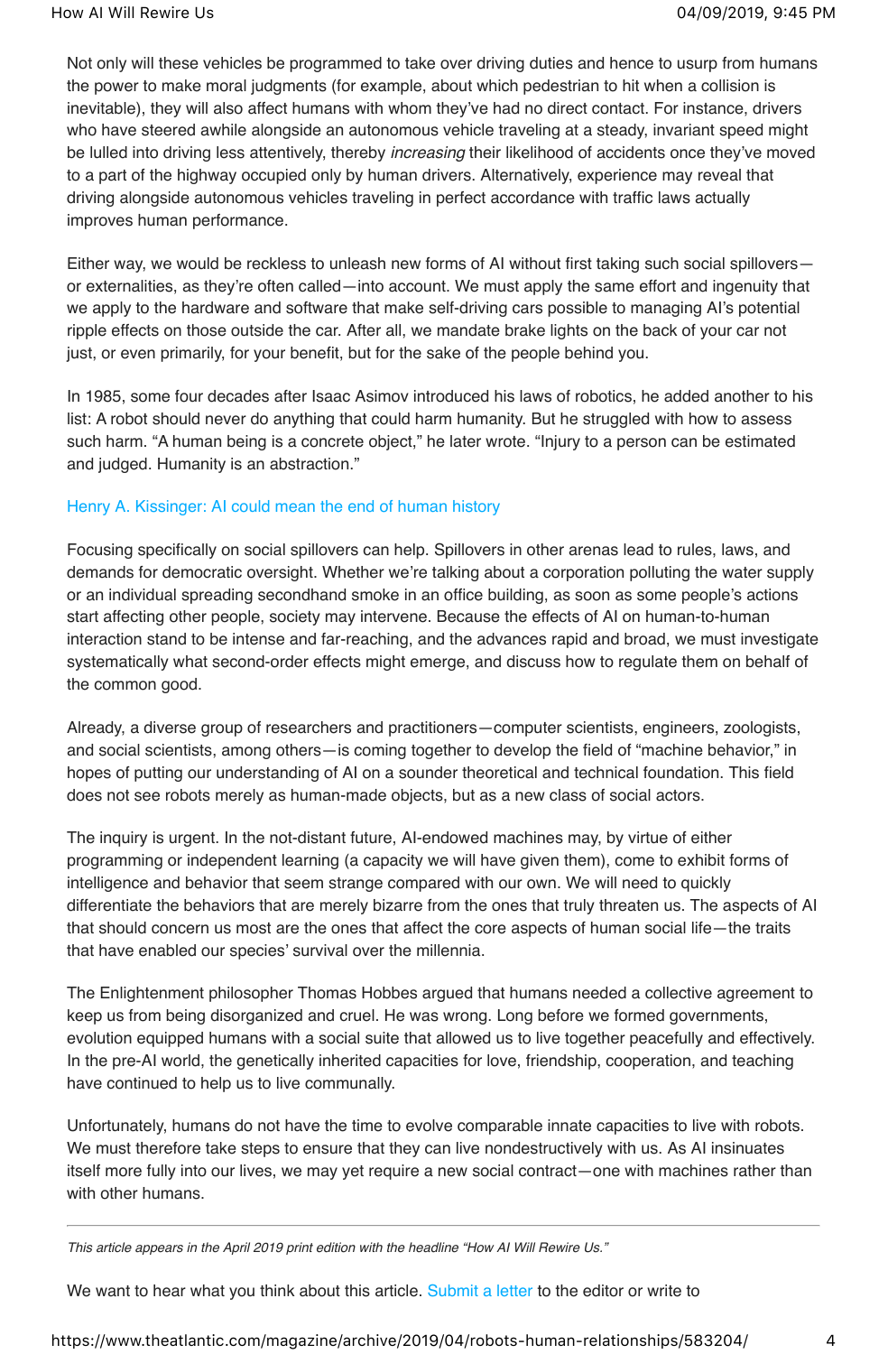Not only will these vehicles be programmed to take over driving duties and hence to usurp from humans the power to make moral judgments (for example, about which pedestrian to hit when a collision is inevitable), they will also affect humans with whom they've had no direct contact. For instance, drivers who have steered awhile alongside an autonomous vehicle traveling at a steady, invariant speed might be lulled into driving less attentively, thereby *increasing* their likelihood of accidents once they've moved to a part of the highway occupied only by human drivers. Alternatively, experience may reveal that driving alongside autonomous vehicles traveling in perfect accordance with traffic laws actually improves human performance.

Either way, we would be reckless to unleash new forms of AI without first taking such social spillovers—or externalities, as they're often called—into account. We must apply the same effort and ingenuity that we apply to the hardware and software that make self-driving cars possible to managing AI's potential ripple effects on those outside the car. After all, we mandate brake lights on the back of your car not just, or even primarily, for your benefit, but for the sake of the people behind you.

In 1985, some four decades after Isaac Asimov introduced his laws of robotics, he added another to his list: A robot should never do anything that could harm humanity. But he struggled with how to assess such harm. "A human being is a concrete object," he later wrote. "Injury to a person can be estimated and judged. Humanity is an abstraction."

Henry A. Kissinger: AI could mean the end of human history

Focusing specifically on social spillovers can help. Spillovers in other arenas lead to rules, laws, and demands for democratic oversight. Whether we're talking about a corporation polluting the water supply or an individual spreading secondhand smoke in an office building, as soon as some people's actions start affecting other people, society may intervene. Because the effects of AI on human-to-human interaction stand to be intense and far-reaching, and the advances rapid and broad, we must investigate systematically what second-order effects might emerge, and discuss how to regulate them on behalf of the common good.

Already, a diverse group of researchers and practitioners—computer scientists, engineers, zoologists, and social scientists, among others—is coming together to develop the field of "machine behavior," in hopes of putting our understanding of AI on a sounder theoretical and technical foundation. This field does not see robots merely as human-made objects, but as a new class of social actors.

The inquiry is urgent. In the not-distant future, AI-endowed machines may, by virtue of either programming or independent learning (a capacity we will have given them), come to exhibit forms of intelligence and behavior that seem strange compared with our own. We will need to quickly differentiate the behaviors that are merely bizarre from the ones that truly threaten us. The aspects of AI that should concern us most are the ones that affect the core aspects of human social life—the traits that have enabled our species' survival over the millennia.

The Enlightenment philosopher Thomas Hobbes argued that humans needed a collective agreement to keep us from being disorganized and cruel. He was wrong. Long before we formed governments, evolution equipped humans with a social suite that allowed us to live together peacefully and effectively. In the pre-AI world, the genetically inherited capacities for love, friendship, cooperation, and teaching have continued to help us to live communally.

Unfortunately, humans do not have the time to evolve comparable innate capacities to live with robots. We must therefore take steps to ensure that they can live nondestructively with us. As AI insinuates itself more fully into our lives, we may yet require a new social contract—one with machines rather than with other humans.

---

*This article appears in the April 2019 print edition with the headline "How AI Will Rewire Us."*

We want to hear what you think about this article. Submit a letter to the editor or write to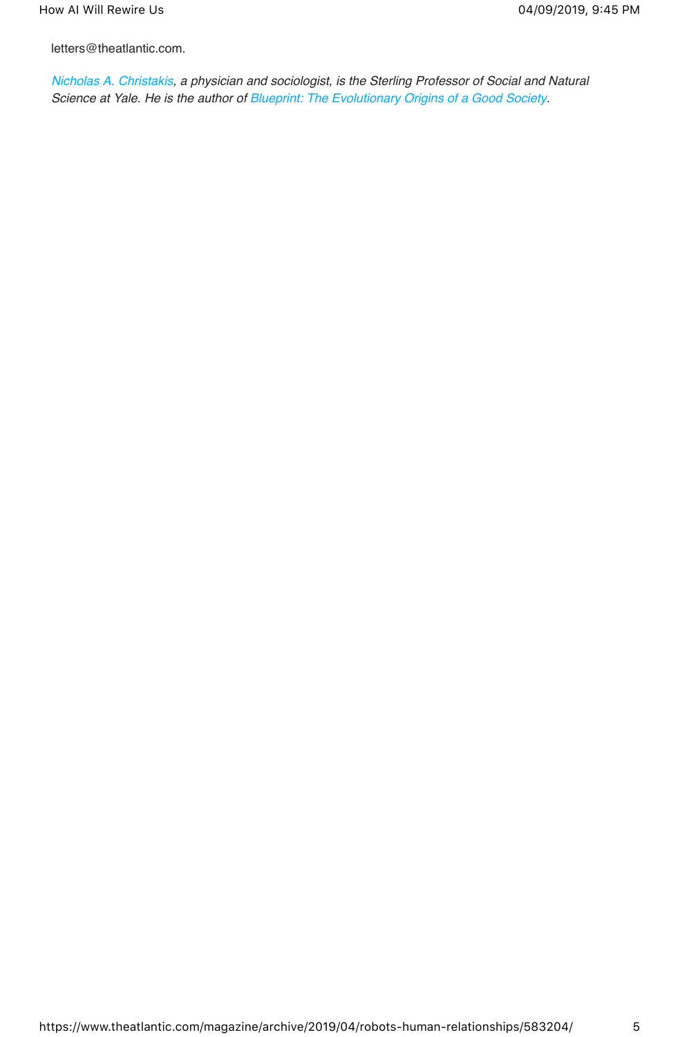letters@theatlantic.com.

*Nicholas A. Christakis, a physician and sociologist, is the Sterling Professor of Social and Natural Science at Yale. He is the author of Blueprint: The Evolutionary Origins of a Good Society.*